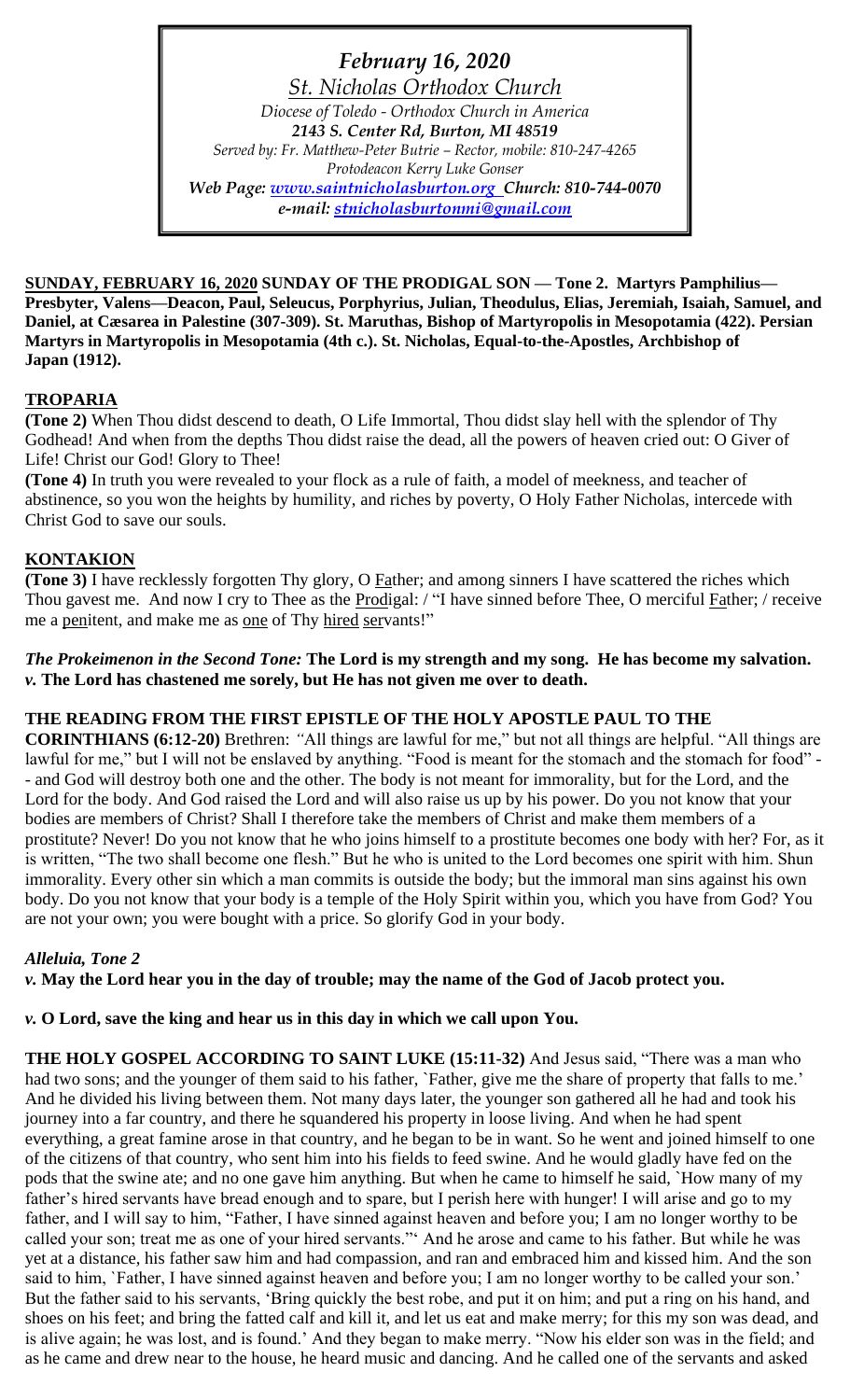*February 16, 2020*

*St. Nicholas Orthodox Church*

*Diocese of Toledo - Orthodox Church in America*

***2143 S. Center Rd, Burton, MI 48519***

*Served by: Fr. Matthew-Peter Butrie – Rector, mobile: 810-247-4265*

*Protodeacon Kerry Luke Gonser*

***Web Page: www.saintnicholasburton.org Church: 810-744-0070***

***e-mail: stnicholasburtonmi@gmail.com***

**SUNDAY, FEBRUARY 16, 2020 SUNDAY OF THE PRODIGAL SON — Tone 2. Martyrs Pamphilius—Presbyter, Valens—Deacon, Paul, Seleucus, Porphyrius, Julian, Theodulus, Elias, Jeremiah, Isaiah, Samuel, and Daniel, at Cæsarea in Palestine (307-309). St. Maruthas, Bishop of Martyropolis in Mesopotamia (422). Persian Martyrs in Martyropolis in Mesopotamia (4th c.). St. Nicholas, Equal-to-the-Apostles, Archbishop of Japan (1912).**

## TROPARIA

**(Tone 2)** When Thou didst descend to death, O Life Immortal, Thou didst slay hell with the splendor of Thy Godhead! And when from the depths Thou didst raise the dead, all the powers of heaven cried out: O Giver of Life! Christ our God! Glory to Thee!

**(Tone 4)** In truth you were revealed to your flock as a rule of faith, a model of meekness, and teacher of abstinence, so you won the heights by humility, and riches by poverty, O Holy Father Nicholas, intercede with Christ God to save our souls.

## KONTAKION

**(Tone 3)** I have recklessly forgotten Thy glory, O Father; and among sinners I have scattered the riches which Thou gavest me. And now I cry to Thee as the Prodigal: / "I have sinned before Thee, O merciful Father; / receive me a penitent, and make me as one of Thy hired servants!"

***The Prokeimenon in the Second Tone:*** **The Lord is my strength and my song. He has become my salvation.**
***v.*** **The Lord has chastened me sorely, but He has not given me over to death.**

**THE READING FROM THE FIRST EPISTLE OF THE HOLY APOSTLE PAUL TO THE CORINTHIANS (6:12-20)** Brethren: *"*All things are lawful for me," but not all things are helpful. "All things are lawful for me," but I will not be enslaved by anything. "Food is meant for the stomach and the stomach for food" -- and God will destroy both one and the other. The body is not meant for immorality, but for the Lord, and the Lord for the body. And God raised the Lord and will also raise us up by his power. Do you not know that your bodies are members of Christ? Shall I therefore take the members of Christ and make them members of a prostitute? Never! Do you not know that he who joins himself to a prostitute becomes one body with her? For, as it is written, "The two shall become one flesh." But he who is united to the Lord becomes one spirit with him. Shun immorality. Every other sin which a man commits is outside the body; but the immoral man sins against his own body. Do you not know that your body is a temple of the Holy Spirit within you, which you have from God? You are not your own; you were bought with a price. So glorify God in your body.

***Alleluia, Tone 2***
***v.*** **May the Lord hear you in the day of trouble; may the name of the God of Jacob protect you.**

***v.*** **O Lord, save the king and hear us in this day in which we call upon You.**

**THE HOLY GOSPEL ACCORDING TO SAINT LUKE (15:11-32)** And Jesus said, "There was a man who had two sons; and the younger of them said to his father, `Father, give me the share of property that falls to me.' And he divided his living between them. Not many days later, the younger son gathered all he had and took his journey into a far country, and there he squandered his property in loose living. And when he had spent everything, a great famine arose in that country, and he began to be in want. So he went and joined himself to one of the citizens of that country, who sent him into his fields to feed swine. And he would gladly have fed on the pods that the swine ate; and no one gave him anything. But when he came to himself he said, `How many of my father's hired servants have bread enough and to spare, but I perish here with hunger! I will arise and go to my father, and I will say to him, "Father, I have sinned against heaven and before you; I am no longer worthy to be called your son; treat me as one of your hired servants."' And he arose and came to his father. But while he was yet at a distance, his father saw him and had compassion, and ran and embraced him and kissed him. And the son said to him, `Father, I have sinned against heaven and before you; I am no longer worthy to be called your son.' But the father said to his servants, 'Bring quickly the best robe, and put it on him; and put a ring on his hand, and shoes on his feet; and bring the fatted calf and kill it, and let us eat and make merry; for this my son was dead, and is alive again; he was lost, and is found.' And they began to make merry. "Now his elder son was in the field; and as he came and drew near to the house, he heard music and dancing. And he called one of the servants and asked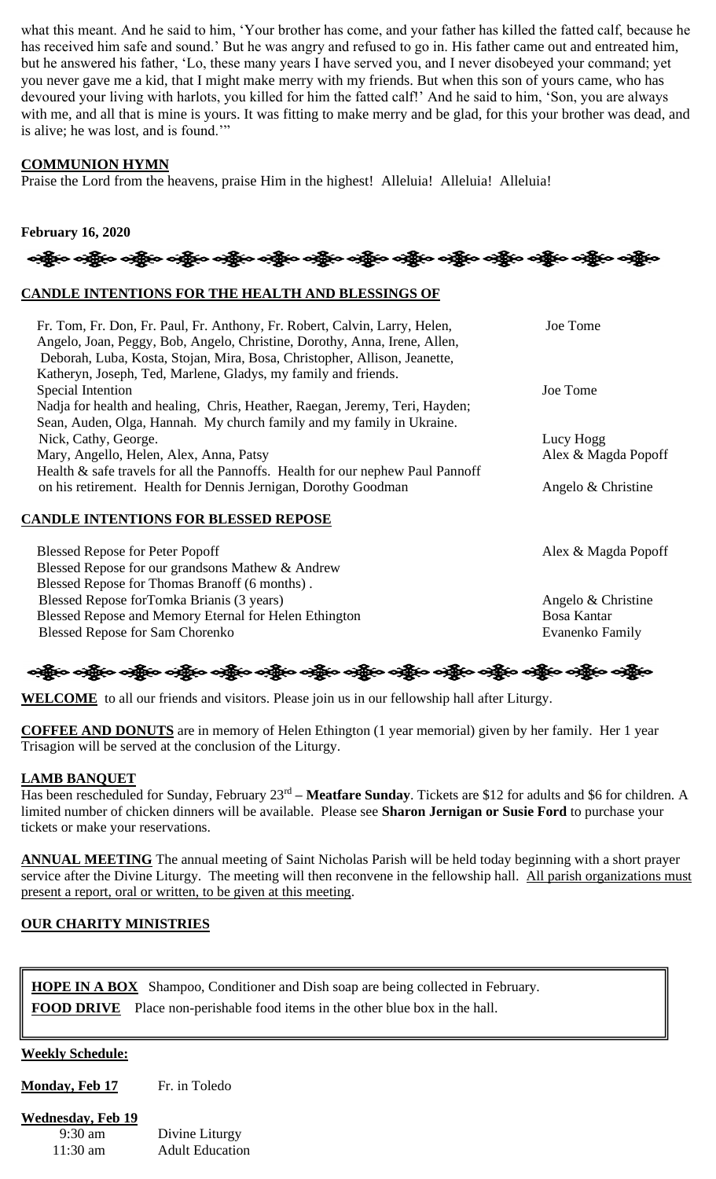what this meant. And he said to him, 'Your brother has come, and your father has killed the fatted calf, because he has received him safe and sound.' But he was angry and refused to go in. His father came out and entreated him, but he answered his father, 'Lo, these many years I have served you, and I never disobeyed your command; yet you never gave me a kid, that I might make merry with my friends. But when this son of yours came, who has devoured your living with harlots, you killed for him the fatted calf!' And he said to him, 'Son, you are always with me, and all that is mine is yours. It was fitting to make merry and be glad, for this your brother was dead, and is alive; he was lost, and is found.'"

**COMMUNION HYMN**

Praise the Lord from the heavens, praise Him in the highest! Alleluia! Alleluia! Alleluia!

**February 16, 2020**

**CANDLE INTENTIONS FOR THE HEALTH AND BLESSINGS OF**

| | |
|---|---|
| Fr. Tom, Fr. Don, Fr. Paul, Fr. Anthony, Fr. Robert, Calvin, Larry, Helen, Angelo, Joan, Peggy, Bob, Angelo, Christine, Dorothy, Anna, Irene, Allen, Deborah, Luba, Kosta, Stojan, Mira, Bosa, Christopher, Allison, Jeanette, Katheryn, Joseph, Ted, Marlene, Gladys, my family and friends. | Joe Tome |
| Special Intention | Joe Tome |
| Nadja for health and healing, Chris, Heather, Raegan, Jeremy, Teri, Hayden; Sean, Auden, Olga, Hannah. My church family and my family in Ukraine. | |
| Nick, Cathy, George. | Lucy Hogg |
| Mary, Angello, Helen, Alex, Anna, Patsy | Alex & Magda Popoff |
| Health & safe travels for all the Pannoffs. Health for our nephew Paul Pannoff on his retirement. Health for Dennis Jernigan, Dorothy Goodman | Angelo & Christine |

**CANDLE INTENTIONS FOR BLESSED REPOSE**

| | |
|---|---|
| Blessed Repose for Peter Popoff | Alex & Magda Popoff |
| Blessed Repose for our grandsons Mathew & Andrew | |
| Blessed Repose for Thomas Branoff (6 months) . | |
| Blessed Repose forTomka Brianis (3 years) | Angelo & Christine |
| Blessed Repose and Memory Eternal for Helen Ethington | Bosa Kantar |
| Blessed Repose for Sam Chorenko | Evanenko Family |

**WELCOME** to all our friends and visitors. Please join us in our fellowship hall after Liturgy.

**COFFEE AND DONUTS** are in memory of Helen Ethington (1 year memorial) given by her family. Her 1 year Trisagion will be served at the conclusion of the Liturgy.

**LAMB BANQUET**

Has been rescheduled for Sunday, February 23rd – **Meatfare Sunday**. Tickets are $12 for adults and $6 for children. A limited number of chicken dinners will be available. Please see **Sharon Jernigan or Susie Ford** to purchase your tickets or make your reservations.

**ANNUAL MEETING** The annual meeting of Saint Nicholas Parish will be held today beginning with a short prayer service after the Divine Liturgy. The meeting will then reconvene in the fellowship hall. All parish organizations must present a report, oral or written, to be given at this meeting.

**OUR CHARITY MINISTRIES**

**HOPE IN A BOX** Shampoo, Conditioner and Dish soap are being collected in February.

**FOOD DRIVE** Place non-perishable food items in the other blue box in the hall.

**Weekly Schedule:**

**Monday, Feb 17** Fr. in Toledo

**Wednesday, Feb 19**

| | |
|---|---|
| 9:30 am | Divine Liturgy |
| 11:30 am | Adult Education |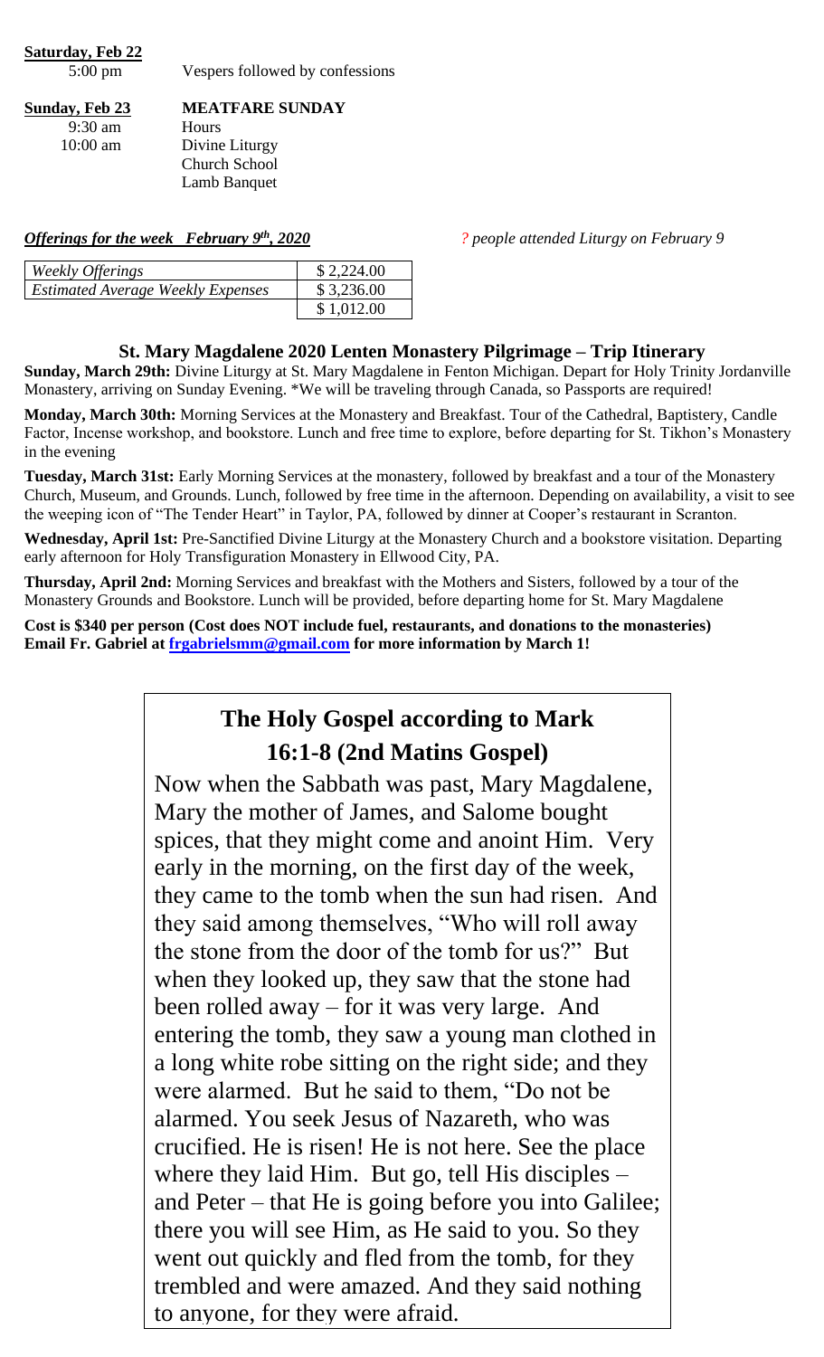**Saturday, Feb 22**

5:00 pm Vespers followed by confessions

**Sunday, Feb 23** **MEATFARE SUNDAY**

9:30 am Hours

10:00 am Divine Liturgy
Church School
Lamb Banquet

***Offerings for the week February 9th, 2020*** *? people attended Liturgy on February 9*

| *Weekly Offerings* | $ 2,224.00 |
|---|---|
| *Estimated Average Weekly Expenses* | $ 3,236.00 |
| | $ 1,012.00 |

**St. Mary Magdalene 2020 Lenten Monastery Pilgrimage – Trip Itinerary**

**Sunday, March 29th:** Divine Liturgy at St. Mary Magdalene in Fenton Michigan. Depart for Holy Trinity Jordanville Monastery, arriving on Sunday Evening. *We will be traveling through Canada, so Passports are required!

**Monday, March 30th:** Morning Services at the Monastery and Breakfast. Tour of the Cathedral, Baptistery, Candle Factor, Incense workshop, and bookstore. Lunch and free time to explore, before departing for St. Tikhon's Monastery in the evening

**Tuesday, March 31st:** Early Morning Services at the monastery, followed by breakfast and a tour of the Monastery Church, Museum, and Grounds. Lunch, followed by free time in the afternoon. Depending on availability, a visit to see the weeping icon of "The Tender Heart" in Taylor, PA, followed by dinner at Cooper's restaurant in Scranton.

**Wednesday, April 1st:** Pre-Sanctified Divine Liturgy at the Monastery Church and a bookstore visitation. Departing early afternoon for Holy Transfiguration Monastery in Ellwood City, PA.

**Thursday, April 2nd:** Morning Services and breakfast with the Mothers and Sisters, followed by a tour of the Monastery Grounds and Bookstore. Lunch will be provided, before departing home for St. Mary Magdalene

**Cost is $340 per person (Cost does NOT include fuel, restaurants, and donations to the monasteries)**
**Email Fr. Gabriel at frgabrielsmm@gmail.com for more information by March 1!**

## The Holy Gospel according to Mark 16:1-8 (2nd Matins Gospel)

Now when the Sabbath was past, Mary Magdalene, Mary the mother of James, and Salome bought spices, that they might come and anoint Him. Very early in the morning, on the first day of the week, they came to the tomb when the sun had risen. And they said among themselves, "Who will roll away the stone from the door of the tomb for us?" But when they looked up, they saw that the stone had been rolled away – for it was very large. And entering the tomb, they saw a young man clothed in a long white robe sitting on the right side; and they were alarmed. But he said to them, "Do not be alarmed. You seek Jesus of Nazareth, who was crucified. He is risen! He is not here. See the place where they laid Him. But go, tell His disciples – and Peter – that He is going before you into Galilee; there you will see Him, as He said to you. So they went out quickly and fled from the tomb, for they trembled and were amazed. And they said nothing to anyone, for they were afraid.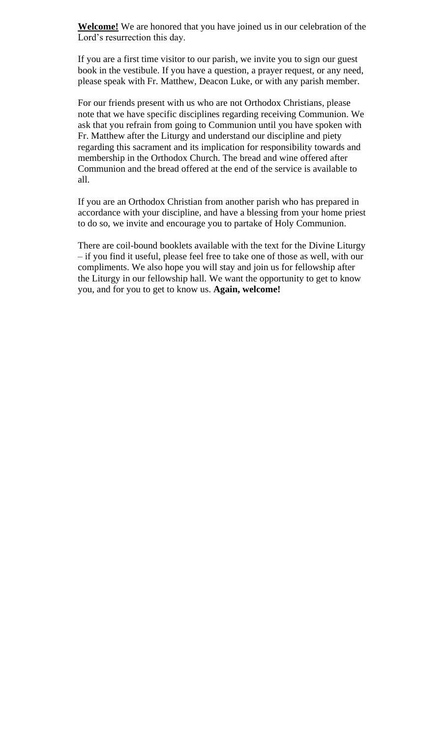**<u>Welcome!</u>** We are honored that you have joined us in our celebration of the Lord's resurrection this day.

If you are a first time visitor to our parish, we invite you to sign our guest book in the vestibule. If you have a question, a prayer request, or any need, please speak with Fr. Matthew, Deacon Luke, or with any parish member.

For our friends present with us who are not Orthodox Christians, please note that we have specific disciplines regarding receiving Communion. We ask that you refrain from going to Communion until you have spoken with Fr. Matthew after the Liturgy and understand our discipline and piety regarding this sacrament and its implication for responsibility towards and membership in the Orthodox Church. The bread and wine offered after Communion and the bread offered at the end of the service is available to all.

If you are an Orthodox Christian from another parish who has prepared in accordance with your discipline, and have a blessing from your home priest to do so, we invite and encourage you to partake of Holy Communion.

There are coil-bound booklets available with the text for the Divine Liturgy – if you find it useful, please feel free to take one of those as well, with our compliments. We also hope you will stay and join us for fellowship after the Liturgy in our fellowship hall. We want the opportunity to get to know you, and for you to get to know us. **Again, welcome!**